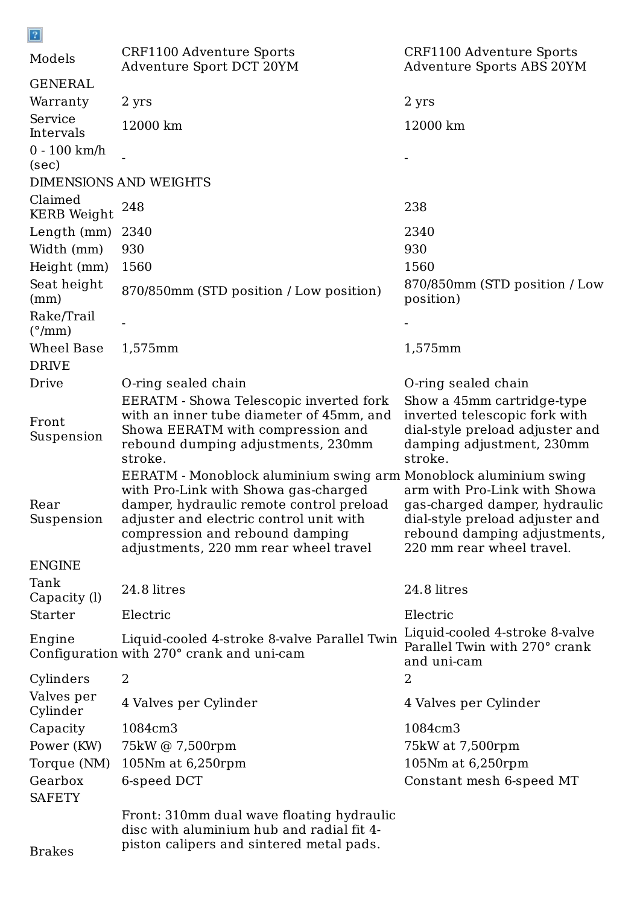| Models | CRF1100 Adventure Sports Adventure Sport DCT 20YM | CRF1100 Adventure Sports Adventure Sports ABS 20YM |
|---|---|---|
| GENERAL | | |
| Warranty | 2 yrs | 2 yrs |
| Service Intervals | 12000 km | 12000 km |
| 0 - 100 km/h (sec) | - | - |
| DIMENSIONS AND WEIGHTS | | |
| Claimed KERB Weight | 248 | 238 |
| Length (mm) | 2340 | 2340 |
| Width (mm) | 930 | 930 |
| Height (mm) | 1560 | 1560 |
| Seat height (mm) | 870/850mm (STD position / Low position) | 870/850mm (STD position / Low position) |
| Rake/Trail (°/mm) | - | - |
| Wheel Base | 1,575mm | 1,575mm |
| DRIVE | | |
| Drive | O-ring sealed chain | O-ring sealed chain |
| Front Suspension | EERATM - Showa Telescopic inverted fork with an inner tube diameter of 45mm, and Showa EERATM with compression and rebound dumping adjustments, 230mm stroke. | Show a 45mm cartridge-type inverted telescopic fork with dial-style preload adjuster and damping adjustment, 230mm stroke. |
| Rear Suspension | EERATM - Monoblock aluminium swing arm with Pro-Link with Showa gas-charged damper, hydraulic remote control preload adjuster and electric control unit with compression and rebound damping adjustments, 220 mm rear wheel travel | Monoblock aluminium swing arm with Pro-Link with Showa gas-charged damper, hydraulic dial-style preload adjuster and rebound damping adjustments, 220 mm rear wheel travel. |
| ENGINE | | |
| Tank Capacity (l) | 24.8 litres | 24.8 litres |
| Starter | Electric | Electric |
| Engine Configuration | Liquid-cooled 4-stroke 8-valve Parallel Twin with 270° crank and uni-cam | Liquid-cooled 4-stroke 8-valve Parallel Twin with 270° crank and uni-cam |
| Cylinders | 2 | 2 |
| Valves per Cylinder | 4 Valves per Cylinder | 4 Valves per Cylinder |
| Capacity | 1084cm3 | 1084cm3 |
| Power (KW) | 75kW @ 7,500rpm | 75kW at 7,500rpm |
| Torque (NM) | 105Nm at 6,250rpm | 105Nm at 6,250rpm |
| Gearbox | 6-speed DCT | Constant mesh 6-speed MT |
| SAFETY | | |
| Brakes | Front: 310mm dual wave floating hydraulic disc with aluminium hub and radial fit 4-piston calipers and sintered metal pads. | |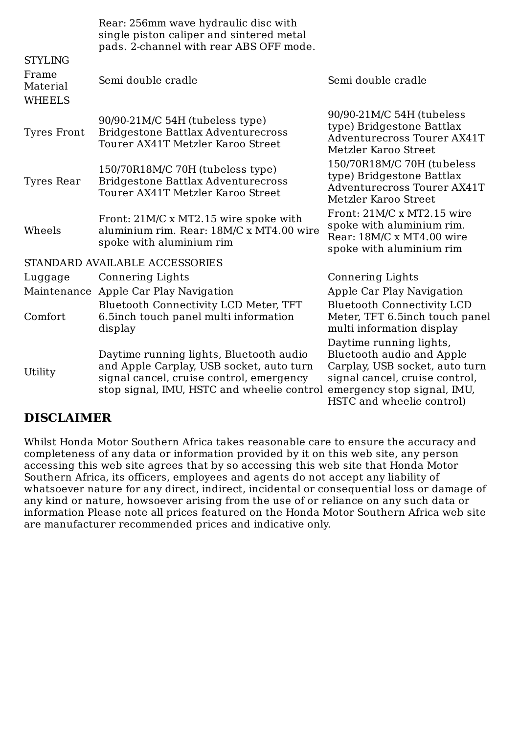| | | |
|---|---|---|
| | Rear: 256mm wave hydraulic disc with single piston caliper and sintered metal pads. 2-channel with rear ABS OFF mode. | |
| STYLING | | |
| Frame Material | Semi double cradle | Semi double cradle |
| WHEELS | | |
| Tyres Front | 90/90-21M/C 54H (tubeless type) Bridgestone Battlax Adventurecross Tourer AX41T Metzler Karoo Street | 90/90-21M/C 54H (tubeless type) Bridgestone Battlax Adventurecross Tourer AX41T Metzler Karoo Street |
| Tyres Rear | 150/70R18M/C 70H (tubeless type) Bridgestone Battlax Adventurecross Tourer AX41T Metzler Karoo Street | 150/70R18M/C 70H (tubeless type) Bridgestone Battlax Adventurecross Tourer AX41T Metzler Karoo Street |
| Wheels | Front: 21M/C x MT2.15 wire spoke with aluminium rim. Rear: 18M/C x MT4.00 wire spoke with aluminium rim | Front: 21M/C x MT2.15 wire spoke with aluminium rim. Rear: 18M/C x MT4.00 wire spoke with aluminium rim |
| STANDARD AVAILABLE ACCESSORIES | | |
| Luggage | Connering Lights | Connering Lights |
| Maintenance | Apple Car Play Navigation | Apple Car Play Navigation |
| Comfort | Bluetooth Connectivity LCD Meter, TFT 6.5inch touch panel multi information display | Bluetooth Connectivity LCD Meter, TFT 6.5inch touch panel multi information display |
| Utility | Daytime running lights, Bluetooth audio and Apple Carplay, USB socket, auto turn signal cancel, cruise control, emergency stop signal, IMU, HSTC and wheelie control | Daytime running lights, Bluetooth audio and Apple Carplay, USB socket, auto turn signal cancel, cruise control, emergency stop signal, IMU, HSTC and wheelie control) |

## DISCLAIMER

Whilst Honda Motor Southern Africa takes reasonable care to ensure the accuracy and completeness of any data or information provided by it on this web site, any person accessing this web site agrees that by so accessing this web site that Honda Motor Southern Africa, its officers, employees and agents do not accept any liability of whatsoever nature for any direct, indirect, incidental or consequential loss or damage of any kind or nature, howsoever arising from the use of or reliance on any such data or information Please note all prices featured on the Honda Motor Southern Africa web site are manufacturer recommended prices and indicative only.